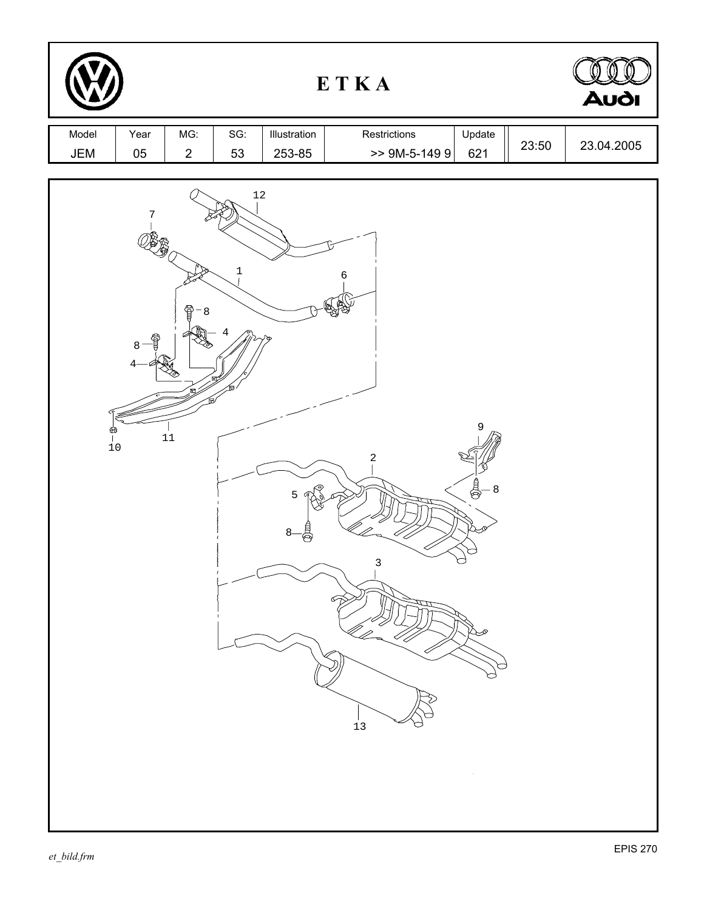# E T K A

| Model | Year | MG: | SG: | Illustration | Restrictions | Update | | |
|---|---|---|---|---|---|---|---|---|
| JEM | 05 | 2 | 53 | 253-85 | >> 9M-5-149 9 | 621 | 23:50 | 23.04.2005 |

12
7
1
6
8
4
8
4
11
10
9
2
5
8
8
3
13

EPIS 270

*et_bild.frm*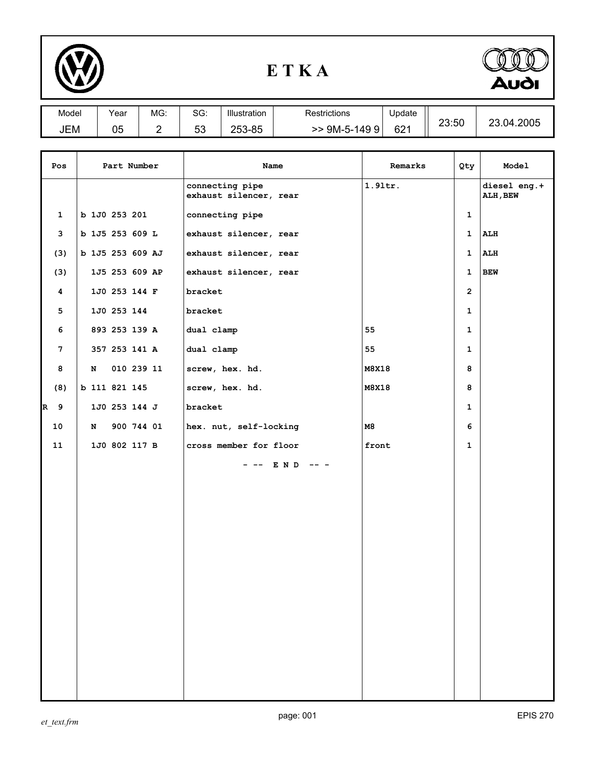# E T K A

| Model | Year | MG: | SG: | Illustration | Restrictions | Update | | |
|---|---|---|---|---|---|---|---|---|
| JEM | 05 | 2 | 53 | 253-85 | >> 9M-5-149 9 | 621 | 23:50 | 23.04.2005 |

| Pos | Part Number | Name | Remarks | Qty | Model |
|---|---|---|---|---|---|
| | | connecting pipe exhaust silencer, rear | 1.9ltr. | | diesel eng.+ ALH,BEW |
| 1 | b 1J0 253 201 | connecting pipe | | 1 | |
| 3 | b 1J5 253 609 L | exhaust silencer, rear | | 1 | ALH |
| (3) | b 1J5 253 609 AJ | exhaust silencer, rear | | 1 | ALH |
| (3) | 1J5 253 609 AP | exhaust silencer, rear | | 1 | BEW |
| 4 | 1J0 253 144 F | bracket | | 2 | |
| 5 | 1J0 253 144 | bracket | | 1 | |
| 6 | 893 253 139 A | dual clamp | 55 | 1 | |
| 7 | 357 253 141 A | dual clamp | 55 | 1 | |
| 8 | N 010 239 11 | screw, hex. hd. | M8X18 | 8 | |
| (8) | b 111 821 145 | screw, hex. hd. | M8X18 | 8 | |
| R 9 | 1J0 253 144 J | bracket | | 1 | |
| 10 | N 900 744 01 | hex. nut, self-locking | M8 | 6 | |
| 11 | 1J0 802 117 B | cross member for floor | front | 1 | |
| | | - -- E N D -- - | | | |

et_text.frm

EPIS 270